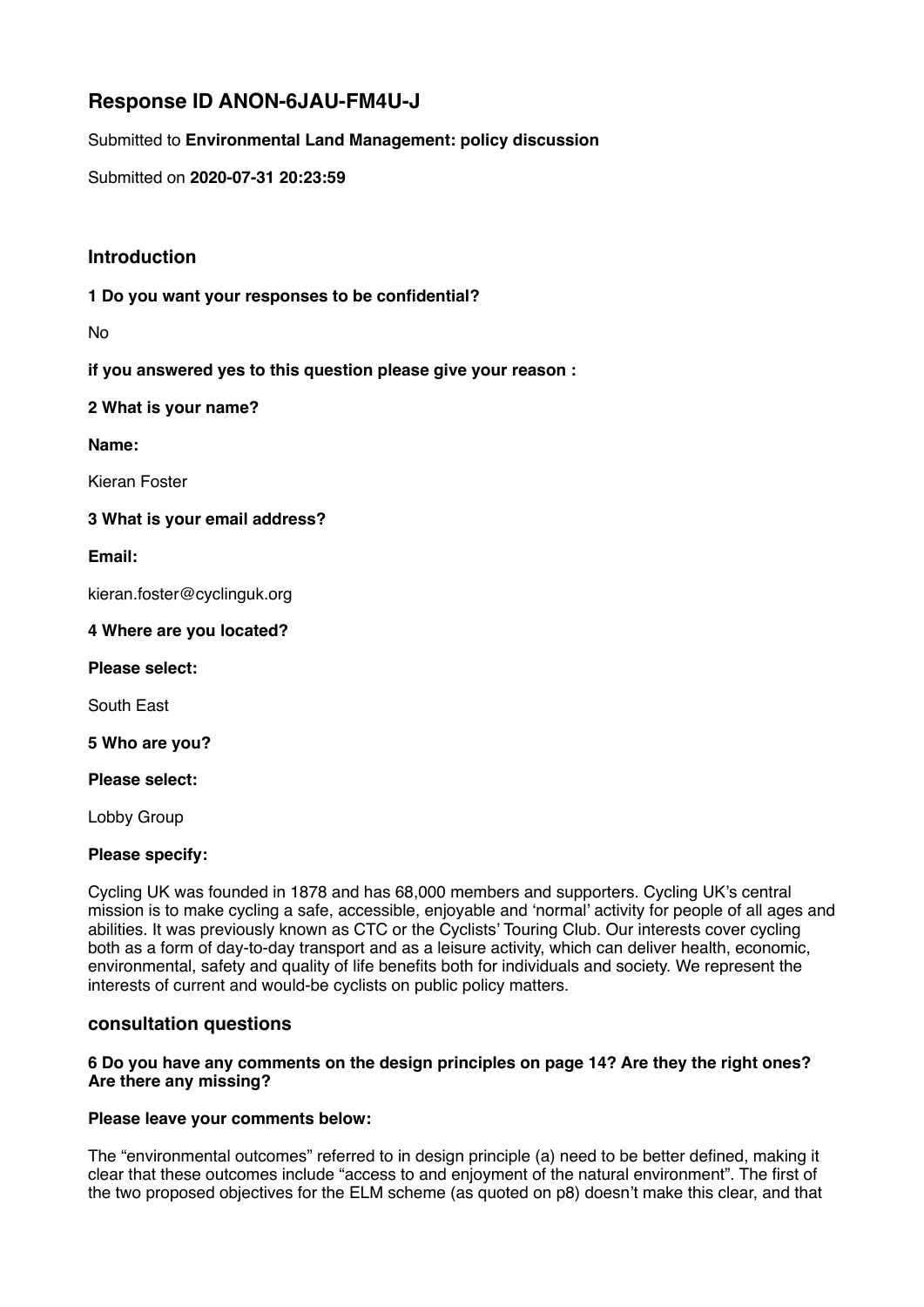# Response ID ANON-6JAU-FM4U-J

Submitted to **Environmental Land Management: policy discussion**

Submitted on **2020-07-31 20:23:59**

## Introduction

**1 Do you want your responses to be confidential?**

No

**if you answered yes to this question please give your reason :**

**2 What is your name?**

**Name:**

Kieran Foster

**3 What is your email address?**

**Email:**

kieran.foster@cyclinguk.org

**4 Where are you located?**

**Please select:**

South East

**5 Who are you?**

**Please select:**

Lobby Group

**Please specify:**

Cycling UK was founded in 1878 and has 68,000 members and supporters. Cycling UK's central mission is to make cycling a safe, accessible, enjoyable and 'normal' activity for people of all ages and abilities. It was previously known as CTC or the Cyclists' Touring Club. Our interests cover cycling both as a form of day-to-day transport and as a leisure activity, which can deliver health, economic, environmental, safety and quality of life benefits both for individuals and society. We represent the interests of current and would-be cyclists on public policy matters.

## consultation questions

**6 Do you have any comments on the design principles on page 14? Are they the right ones? Are there any missing?**

**Please leave your comments below:**

The "environmental outcomes" referred to in design principle (a) need to be better defined, making it clear that these outcomes include "access to and enjoyment of the natural environment". The first of the two proposed objectives for the ELM scheme (as quoted on p8) doesn't make this clear, and that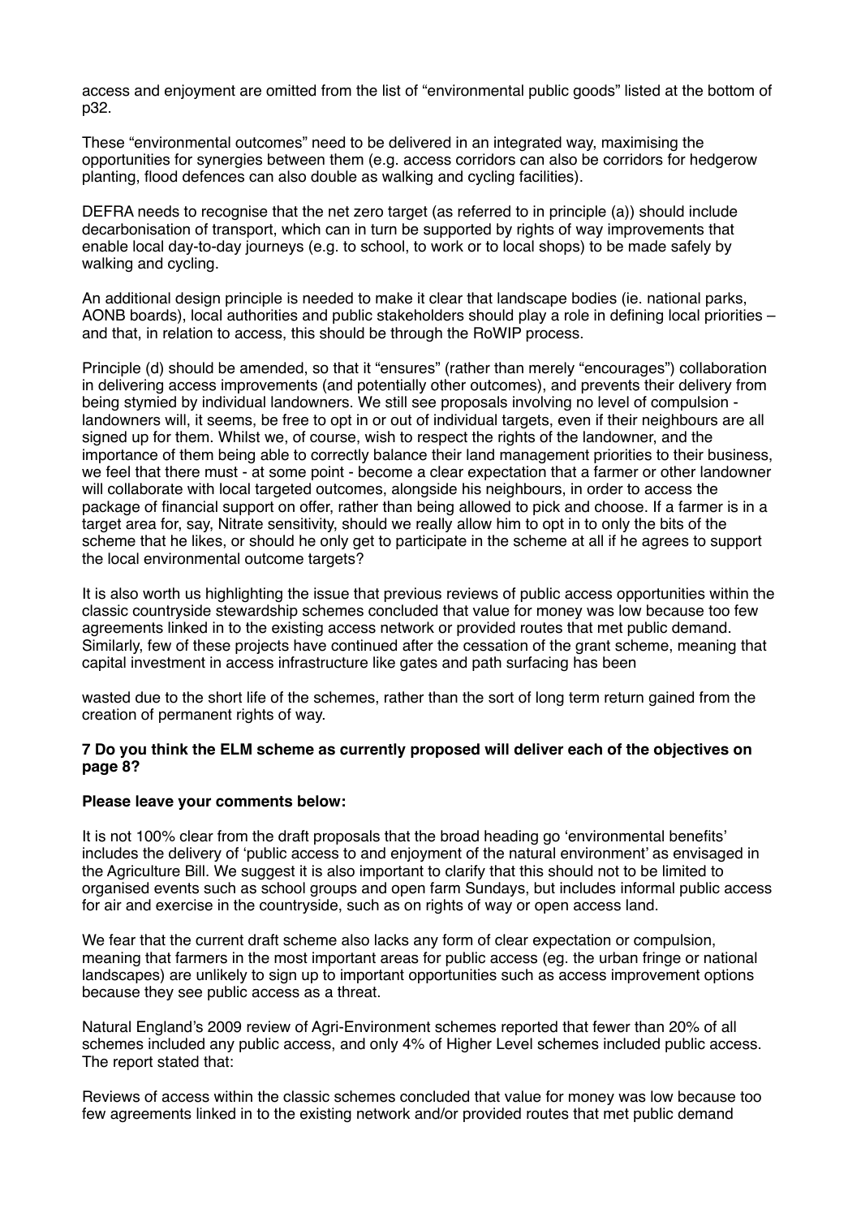access and enjoyment are omitted from the list of "environmental public goods" listed at the bottom of p32.

These "environmental outcomes" need to be delivered in an integrated way, maximising the opportunities for synergies between them (e.g. access corridors can also be corridors for hedgerow planting, flood defences can also double as walking and cycling facilities).

DEFRA needs to recognise that the net zero target (as referred to in principle (a)) should include decarbonisation of transport, which can in turn be supported by rights of way improvements that enable local day-to-day journeys (e.g. to school, to work or to local shops) to be made safely by walking and cycling.

An additional design principle is needed to make it clear that landscape bodies (ie. national parks, AONB boards), local authorities and public stakeholders should play a role in defining local priorities – and that, in relation to access, this should be through the RoWIP process.

Principle (d) should be amended, so that it "ensures" (rather than merely "encourages") collaboration in delivering access improvements (and potentially other outcomes), and prevents their delivery from being stymied by individual landowners. We still see proposals involving no level of compulsion - landowners will, it seems, be free to opt in or out of individual targets, even if their neighbours are all signed up for them. Whilst we, of course, wish to respect the rights of the landowner, and the importance of them being able to correctly balance their land management priorities to their business, we feel that there must - at some point - become a clear expectation that a farmer or other landowner will collaborate with local targeted outcomes, alongside his neighbours, in order to access the package of financial support on offer, rather than being allowed to pick and choose. If a farmer is in a target area for, say, Nitrate sensitivity, should we really allow him to opt in to only the bits of the scheme that he likes, or should he only get to participate in the scheme at all if he agrees to support the local environmental outcome targets?

It is also worth us highlighting the issue that previous reviews of public access opportunities within the classic countryside stewardship schemes concluded that value for money was low because too few agreements linked in to the existing access network or provided routes that met public demand. Similarly, few of these projects have continued after the cessation of the grant scheme, meaning that capital investment in access infrastructure like gates and path surfacing has been

wasted due to the short life of the schemes, rather than the sort of long term return gained from the creation of permanent rights of way.

**7 Do you think the ELM scheme as currently proposed will deliver each of the objectives on page 8?**

**Please leave your comments below:**

It is not 100% clear from the draft proposals that the broad heading go 'environmental benefits' includes the delivery of 'public access to and enjoyment of the natural environment' as envisaged in the Agriculture Bill. We suggest it is also important to clarify that this should not to be limited to organised events such as school groups and open farm Sundays, but includes informal public access for air and exercise in the countryside, such as on rights of way or open access land.

We fear that the current draft scheme also lacks any form of clear expectation or compulsion, meaning that farmers in the most important areas for public access (eg. the urban fringe or national landscapes) are unlikely to sign up to important opportunities such as access improvement options because they see public access as a threat.

Natural England's 2009 review of Agri-Environment schemes reported that fewer than 20% of all schemes included any public access, and only 4% of Higher Level schemes included public access. The report stated that:

Reviews of access within the classic schemes concluded that value for money was low because too few agreements linked in to the existing network and/or provided routes that met public demand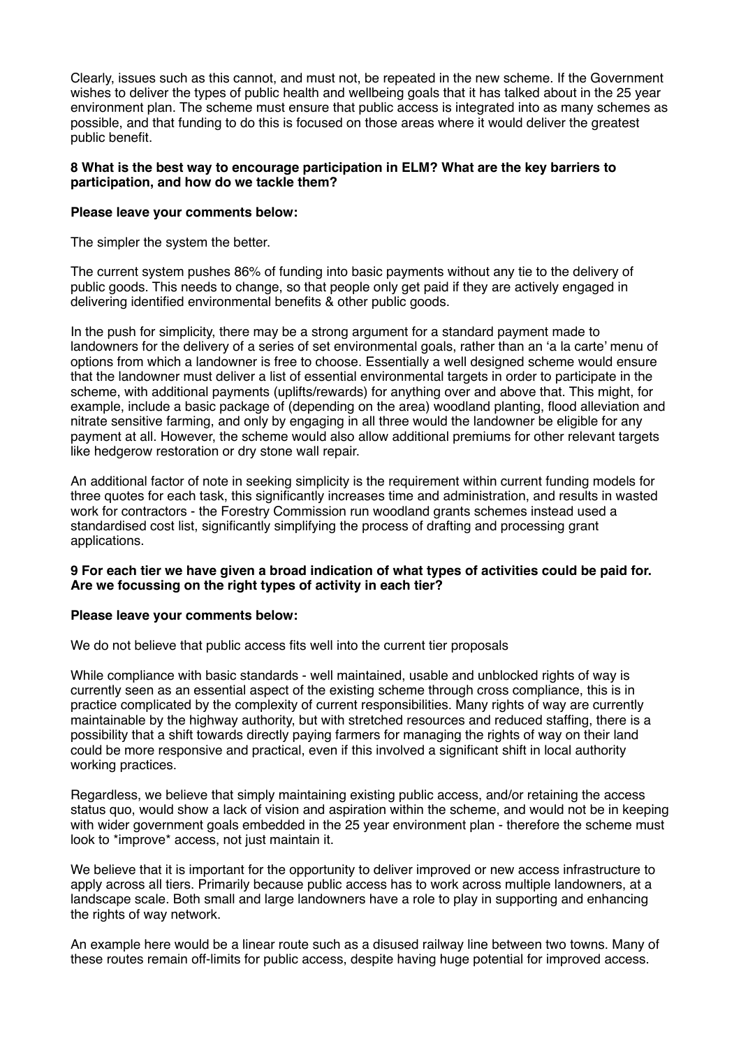Clearly, issues such as this cannot, and must not, be repeated in the new scheme. If the Government wishes to deliver the types of public health and wellbeing goals that it has talked about in the 25 year environment plan. The scheme must ensure that public access is integrated into as many schemes as possible, and that funding to do this is focused on those areas where it would deliver the greatest public benefit.

**8 What is the best way to encourage participation in ELM? What are the key barriers to participation, and how do we tackle them?**

**Please leave your comments below:**

The simpler the system the better.

The current system pushes 86% of funding into basic payments without any tie to the delivery of public goods. This needs to change, so that people only get paid if they are actively engaged in delivering identified environmental benefits & other public goods.

In the push for simplicity, there may be a strong argument for a standard payment made to landowners for the delivery of a series of set environmental goals, rather than an 'a la carte' menu of options from which a landowner is free to choose. Essentially a well designed scheme would ensure that the landowner must deliver a list of essential environmental targets in order to participate in the scheme, with additional payments (uplifts/rewards) for anything over and above that. This might, for example, include a basic package of (depending on the area) woodland planting, flood alleviation and nitrate sensitive farming, and only by engaging in all three would the landowner be eligible for any payment at all. However, the scheme would also allow additional premiums for other relevant targets like hedgerow restoration or dry stone wall repair.

An additional factor of note in seeking simplicity is the requirement within current funding models for three quotes for each task, this significantly increases time and administration, and results in wasted work for contractors - the Forestry Commission run woodland grants schemes instead used a standardised cost list, significantly simplifying the process of drafting and processing grant applications.

**9 For each tier we have given a broad indication of what types of activities could be paid for. Are we focussing on the right types of activity in each tier?**

**Please leave your comments below:**

We do not believe that public access fits well into the current tier proposals

While compliance with basic standards - well maintained, usable and unblocked rights of way is currently seen as an essential aspect of the existing scheme through cross compliance, this is in practice complicated by the complexity of current responsibilities. Many rights of way are currently maintainable by the highway authority, but with stretched resources and reduced staffing, there is a possibility that a shift towards directly paying farmers for managing the rights of way on their land could be more responsive and practical, even if this involved a significant shift in local authority working practices.

Regardless, we believe that simply maintaining existing public access, and/or retaining the access status quo, would show a lack of vision and aspiration within the scheme, and would not be in keeping with wider government goals embedded in the 25 year environment plan - therefore the scheme must look to *improve* access, not just maintain it.

We believe that it is important for the opportunity to deliver improved or new access infrastructure to apply across all tiers. Primarily because public access has to work across multiple landowners, at a landscape scale. Both small and large landowners have a role to play in supporting and enhancing the rights of way network.

An example here would be a linear route such as a disused railway line between two towns. Many of these routes remain off-limits for public access, despite having huge potential for improved access.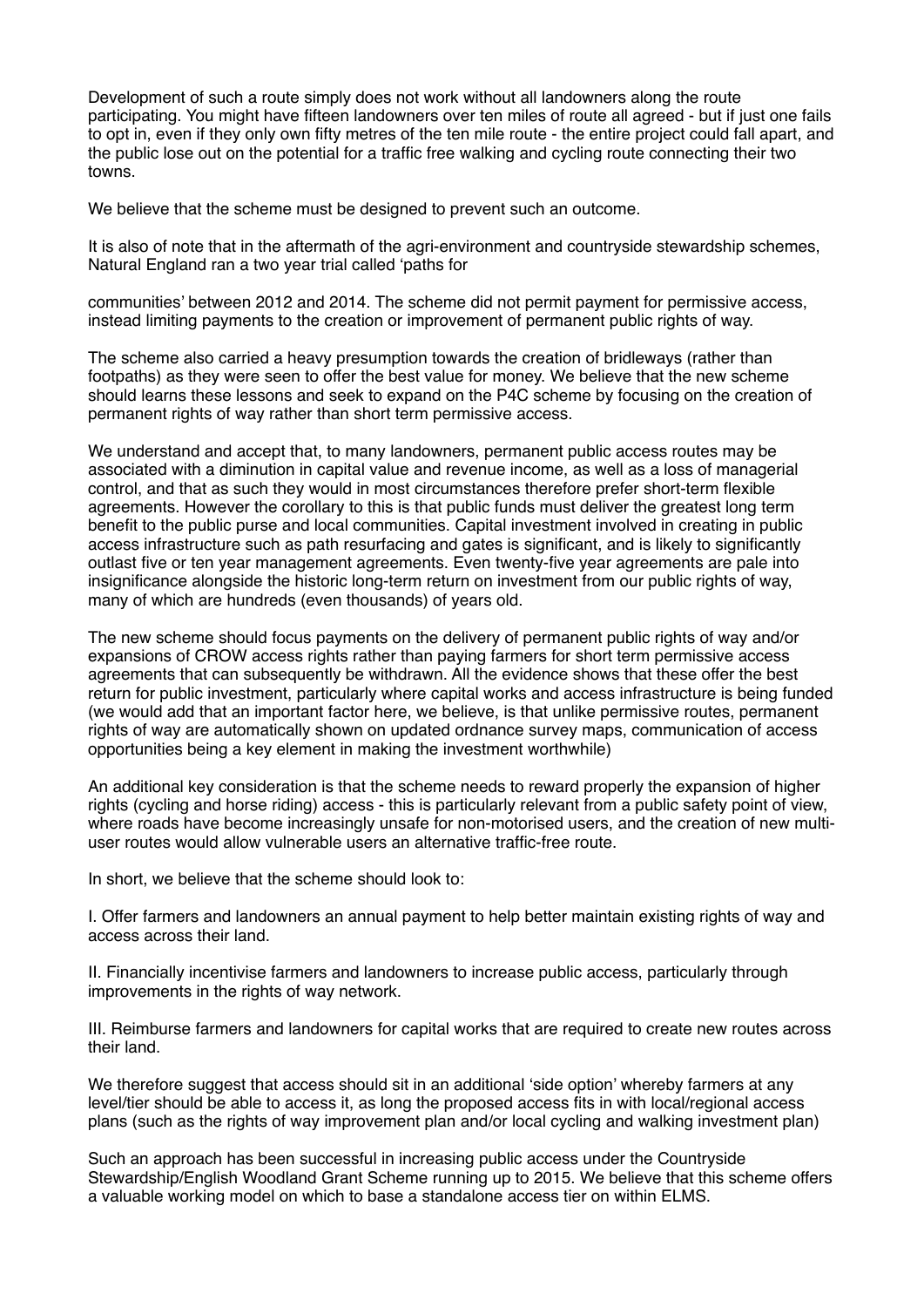Development of such a route simply does not work without all landowners along the route participating. You might have fifteen landowners over ten miles of route all agreed - but if just one fails to opt in, even if they only own fifty metres of the ten mile route - the entire project could fall apart, and the public lose out on the potential for a traffic free walking and cycling route connecting their two towns.

We believe that the scheme must be designed to prevent such an outcome.

It is also of note that in the aftermath of the agri-environment and countryside stewardship schemes, Natural England ran a two year trial called 'paths for communities' between 2012 and 2014. The scheme did not permit payment for permissive access, instead limiting payments to the creation or improvement of permanent public rights of way.

The scheme also carried a heavy presumption towards the creation of bridleways (rather than footpaths) as they were seen to offer the best value for money. We believe that the new scheme should learns these lessons and seek to expand on the P4C scheme by focusing on the creation of permanent rights of way rather than short term permissive access.

We understand and accept that, to many landowners, permanent public access routes may be associated with a diminution in capital value and revenue income, as well as a loss of managerial control, and that as such they would in most circumstances therefore prefer short-term flexible agreements. However the corollary to this is that public funds must deliver the greatest long term benefit to the public purse and local communities. Capital investment involved in creating in public access infrastructure such as path resurfacing and gates is significant, and is likely to significantly outlast five or ten year management agreements. Even twenty-five year agreements are pale into insignificance alongside the historic long-term return on investment from our public rights of way, many of which are hundreds (even thousands) of years old.

The new scheme should focus payments on the delivery of permanent public rights of way and/or expansions of CROW access rights rather than paying farmers for short term permissive access agreements that can subsequently be withdrawn. All the evidence shows that these offer the best return for public investment, particularly where capital works and access infrastructure is being funded (we would add that an important factor here, we believe, is that unlike permissive routes, permanent rights of way are automatically shown on updated ordnance survey maps, communication of access opportunities being a key element in making the investment worthwhile)

An additional key consideration is that the scheme needs to reward properly the expansion of higher rights (cycling and horse riding) access - this is particularly relevant from a public safety point of view, where roads have become increasingly unsafe for non-motorised users, and the creation of new multi-user routes would allow vulnerable users an alternative traffic-free route.

In short, we believe that the scheme should look to:

I. Offer farmers and landowners an annual payment to help better maintain existing rights of way and access across their land.

II. Financially incentivise farmers and landowners to increase public access, particularly through improvements in the rights of way network.

III. Reimburse farmers and landowners for capital works that are required to create new routes across their land.

We therefore suggest that access should sit in an additional 'side option' whereby farmers at any level/tier should be able to access it, as long the proposed access fits in with local/regional access plans (such as the rights of way improvement plan and/or local cycling and walking investment plan)

Such an approach has been successful in increasing public access under the Countryside Stewardship/English Woodland Grant Scheme running up to 2015. We believe that this scheme offers a valuable working model on which to base a standalone access tier on within ELMS.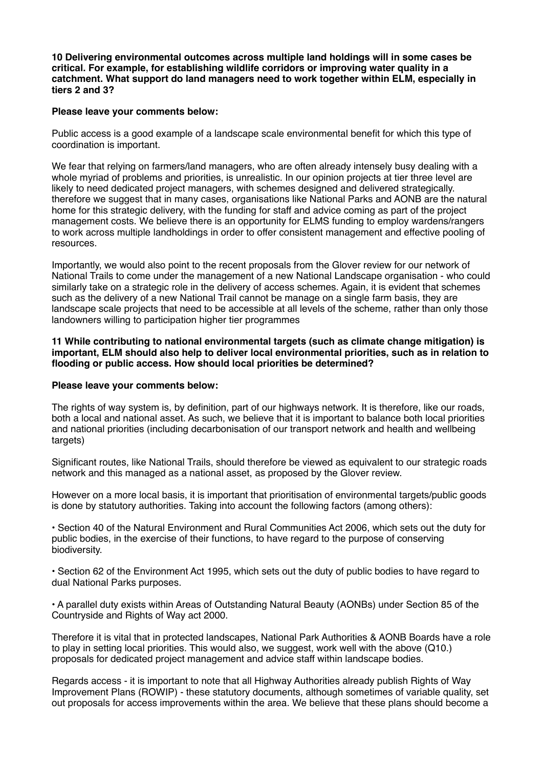**10 Delivering environmental outcomes across multiple land holdings will in some cases be critical. For example, for establishing wildlife corridors or improving water quality in a catchment. What support do land managers need to work together within ELM, especially in tiers 2 and 3?**

**Please leave your comments below:**

Public access is a good example of a landscape scale environmental benefit for which this type of coordination is important.

We fear that relying on farmers/land managers, who are often already intensely busy dealing with a whole myriad of problems and priorities, is unrealistic. In our opinion projects at tier three level are likely to need dedicated project managers, with schemes designed and delivered strategically. therefore we suggest that in many cases, organisations like National Parks and AONB are the natural home for this strategic delivery, with the funding for staff and advice coming as part of the project management costs. We believe there is an opportunity for ELMS funding to employ wardens/rangers to work across multiple landholdings in order to offer consistent management and effective pooling of resources.

Importantly, we would also point to the recent proposals from the Glover review for our network of National Trails to come under the management of a new National Landscape organisation - who could similarly take on a strategic role in the delivery of access schemes. Again, it is evident that schemes such as the delivery of a new National Trail cannot be manage on a single farm basis, they are landscape scale projects that need to be accessible at all levels of the scheme, rather than only those landowners willing to participation higher tier programmes

**11 While contributing to national environmental targets (such as climate change mitigation) is important, ELM should also help to deliver local environmental priorities, such as in relation to flooding or public access. How should local priorities be determined?**

**Please leave your comments below:**

The rights of way system is, by definition, part of our highways network. It is therefore, like our roads, both a local and national asset. As such, we believe that it is important to balance both local priorities and national priorities (including decarbonisation of our transport network and health and wellbeing targets)

Significant routes, like National Trails, should therefore be viewed as equivalent to our strategic roads network and this managed as a national asset, as proposed by the Glover review.

However on a more local basis, it is important that prioritisation of environmental targets/public goods is done by statutory authorities. Taking into account the following factors (among others):

• Section 40 of the Natural Environment and Rural Communities Act 2006, which sets out the duty for public bodies, in the exercise of their functions, to have regard to the purpose of conserving biodiversity.

• Section 62 of the Environment Act 1995, which sets out the duty of public bodies to have regard to dual National Parks purposes.

• A parallel duty exists within Areas of Outstanding Natural Beauty (AONBs) under Section 85 of the Countryside and Rights of Way act 2000.

Therefore it is vital that in protected landscapes, National Park Authorities & AONB Boards have a role to play in setting local priorities. This would also, we suggest, work well with the above (Q10.) proposals for dedicated project management and advice staff within landscape bodies.

Regards access - it is important to note that all Highway Authorities already publish Rights of Way Improvement Plans (ROWIP) - these statutory documents, although sometimes of variable quality, set out proposals for access improvements within the area. We believe that these plans should become a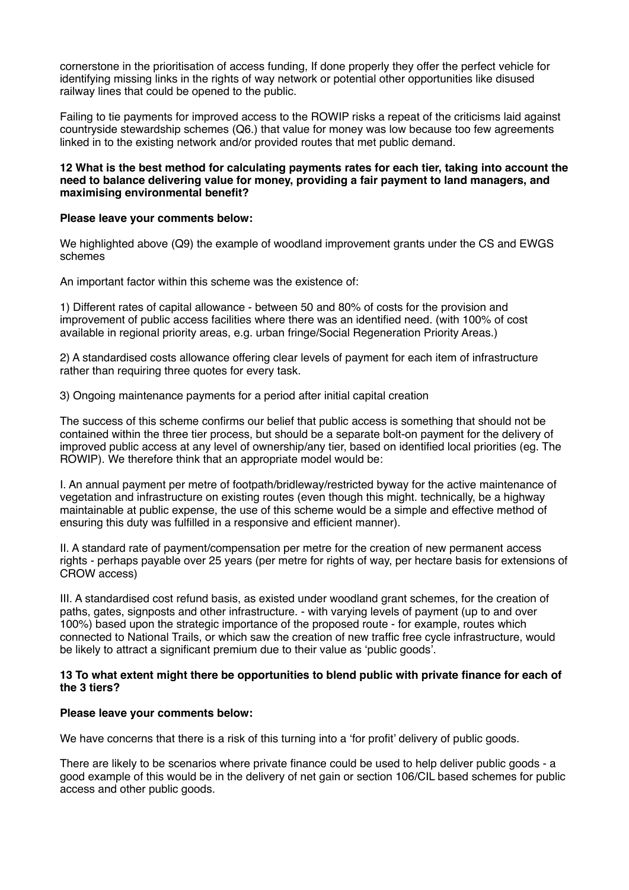cornerstone in the prioritisation of access funding, If done properly they offer the perfect vehicle for identifying missing links in the rights of way network or potential other opportunities like disused railway lines that could be opened to the public.

Failing to tie payments for improved access to the ROWIP risks a repeat of the criticisms laid against countryside stewardship schemes (Q6.) that value for money was low because too few agreements linked in to the existing network and/or provided routes that met public demand.

**12 What is the best method for calculating payments rates for each tier, taking into account the need to balance delivering value for money, providing a fair payment to land managers, and maximising environmental benefit?**

**Please leave your comments below:**

We highlighted above (Q9) the example of woodland improvement grants under the CS and EWGS schemes

An important factor within this scheme was the existence of:

1) Different rates of capital allowance - between 50 and 80% of costs for the provision and improvement of public access facilities where there was an identified need. (with 100% of cost available in regional priority areas, e.g. urban fringe/Social Regeneration Priority Areas.)

2) A standardised costs allowance offering clear levels of payment for each item of infrastructure rather than requiring three quotes for every task.

3) Ongoing maintenance payments for a period after initial capital creation

The success of this scheme confirms our belief that public access is something that should not be contained within the three tier process, but should be a separate bolt-on payment for the delivery of improved public access at any level of ownership/any tier, based on identified local priorities (eg. The ROWIP). We therefore think that an appropriate model would be:

I. An annual payment per metre of footpath/bridleway/restricted byway for the active maintenance of vegetation and infrastructure on existing routes (even though this might. technically, be a highway maintainable at public expense, the use of this scheme would be a simple and effective method of ensuring this duty was fulfilled in a responsive and efficient manner).

II. A standard rate of payment/compensation per metre for the creation of new permanent access rights - perhaps payable over 25 years (per metre for rights of way, per hectare basis for extensions of CROW access)

III. A standardised cost refund basis, as existed under woodland grant schemes, for the creation of paths, gates, signposts and other infrastructure. - with varying levels of payment (up to and over 100%) based upon the strategic importance of the proposed route - for example, routes which connected to National Trails, or which saw the creation of new traffic free cycle infrastructure, would be likely to attract a significant premium due to their value as 'public goods'.

**13 To what extent might there be opportunities to blend public with private finance for each of the 3 tiers?**

**Please leave your comments below:**

We have concerns that there is a risk of this turning into a 'for profit' delivery of public goods.

There are likely to be scenarios where private finance could be used to help deliver public goods - a good example of this would be in the delivery of net gain or section 106/CIL based schemes for public access and other public goods.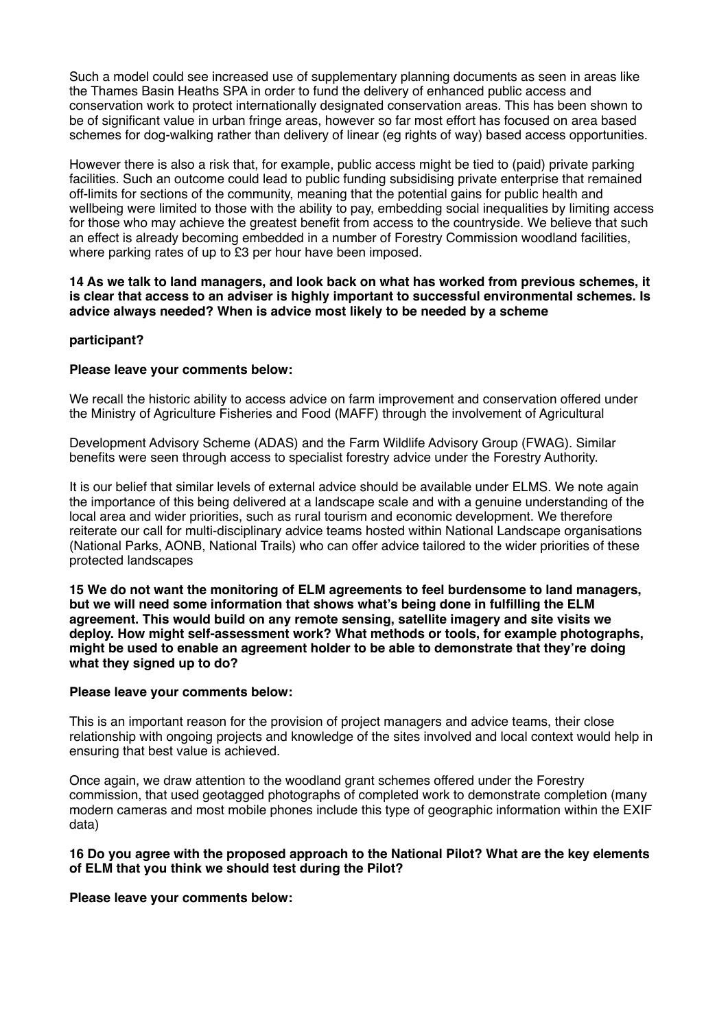Such a model could see increased use of supplementary planning documents as seen in areas like the Thames Basin Heaths SPA in order to fund the delivery of enhanced public access and conservation work to protect internationally designated conservation areas. This has been shown to be of significant value in urban fringe areas, however so far most effort has focused on area based schemes for dog-walking rather than delivery of linear (eg rights of way) based access opportunities.

However there is also a risk that, for example, public access might be tied to (paid) private parking facilities. Such an outcome could lead to public funding subsidising private enterprise that remained off-limits for sections of the community, meaning that the potential gains for public health and wellbeing were limited to those with the ability to pay, embedding social inequalities by limiting access for those who may achieve the greatest benefit from access to the countryside. We believe that such an effect is already becoming embedded in a number of Forestry Commission woodland facilities, where parking rates of up to £3 per hour have been imposed.

**14 As we talk to land managers, and look back on what has worked from previous schemes, it is clear that access to an adviser is highly important to successful environmental schemes. Is advice always needed? When is advice most likely to be needed by a scheme participant?**

**Please leave your comments below:**

We recall the historic ability to access advice on farm improvement and conservation offered under the Ministry of Agriculture Fisheries and Food (MAFF) through the involvement of Agricultural Development Advisory Scheme (ADAS) and the Farm Wildlife Advisory Group (FWAG). Similar benefits were seen through access to specialist forestry advice under the Forestry Authority.

It is our belief that similar levels of external advice should be available under ELMS. We note again the importance of this being delivered at a landscape scale and with a genuine understanding of the local area and wider priorities, such as rural tourism and economic development. We therefore reiterate our call for multi-disciplinary advice teams hosted within National Landscape organisations (National Parks, AONB, National Trails) who can offer advice tailored to the wider priorities of these protected landscapes

**15 We do not want the monitoring of ELM agreements to feel burdensome to land managers, but we will need some information that shows what's being done in fulfilling the ELM agreement. This would build on any remote sensing, satellite imagery and site visits we deploy. How might self-assessment work? What methods or tools, for example photographs, might be used to enable an agreement holder to be able to demonstrate that they're doing what they signed up to do?**

**Please leave your comments below:**

This is an important reason for the provision of project managers and advice teams, their close relationship with ongoing projects and knowledge of the sites involved and local context would help in ensuring that best value is achieved.

Once again, we draw attention to the woodland grant schemes offered under the Forestry commission, that used geotagged photographs of completed work to demonstrate completion (many modern cameras and most mobile phones include this type of geographic information within the EXIF data)

**16 Do you agree with the proposed approach to the National Pilot? What are the key elements of ELM that you think we should test during the Pilot?**

**Please leave your comments below:**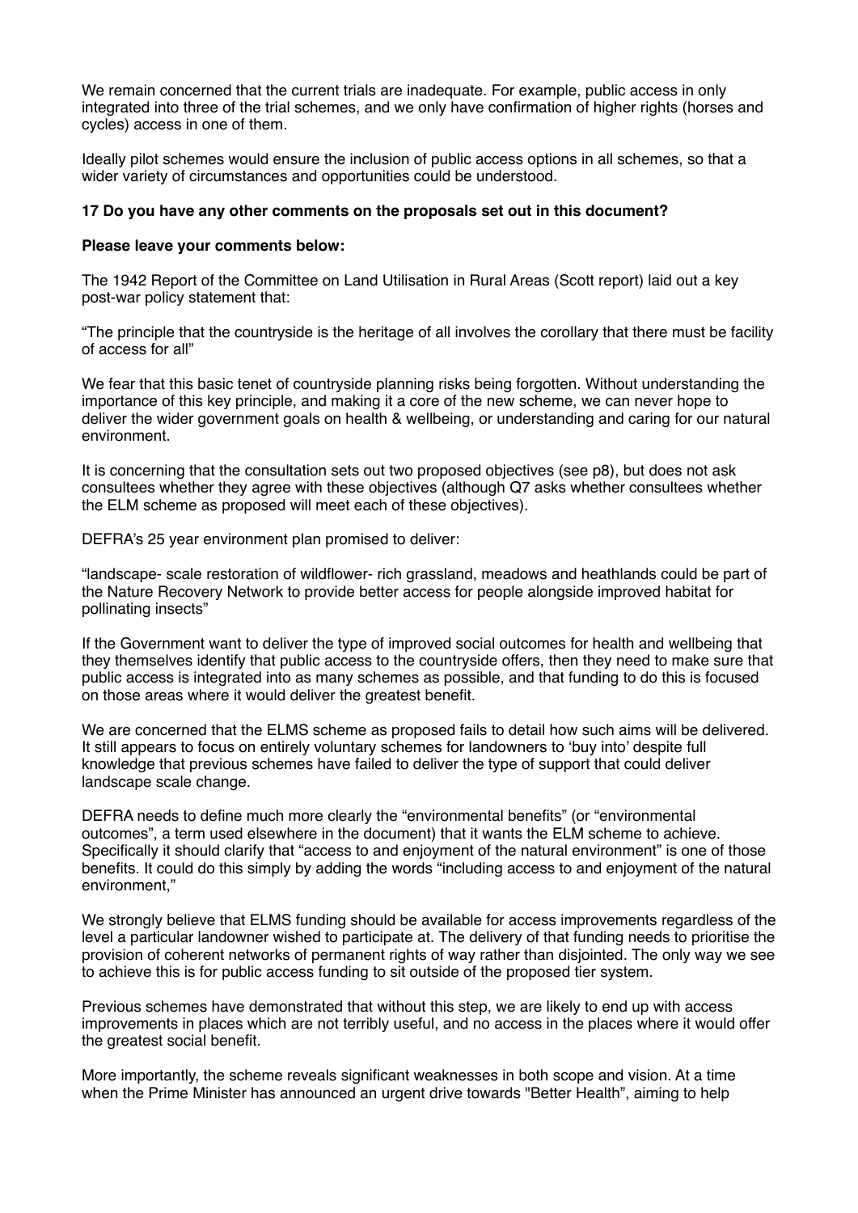We remain concerned that the current trials are inadequate. For example, public access in only integrated into three of the trial schemes, and we only have confirmation of higher rights (horses and cycles) access in one of them.

Ideally pilot schemes would ensure the inclusion of public access options in all schemes, so that a wider variety of circumstances and opportunities could be understood.

**17 Do you have any other comments on the proposals set out in this document?**

**Please leave your comments below:**

The 1942 Report of the Committee on Land Utilisation in Rural Areas (Scott report) laid out a key post-war policy statement that:

"The principle that the countryside is the heritage of all involves the corollary that there must be facility of access for all"

We fear that this basic tenet of countryside planning risks being forgotten. Without understanding the importance of this key principle, and making it a core of the new scheme, we can never hope to deliver the wider government goals on health & wellbeing, or understanding and caring for our natural environment.

It is concerning that the consultation sets out two proposed objectives (see p8), but does not ask consultees whether they agree with these objectives (although Q7 asks whether consultees whether the ELM scheme as proposed will meet each of these objectives).

DEFRA's 25 year environment plan promised to deliver:

"landscape- scale restoration of wildflower- rich grassland, meadows and heathlands could be part of the Nature Recovery Network to provide better access for people alongside improved habitat for pollinating insects"

If the Government want to deliver the type of improved social outcomes for health and wellbeing that they themselves identify that public access to the countryside offers, then they need to make sure that public access is integrated into as many schemes as possible, and that funding to do this is focused on those areas where it would deliver the greatest benefit.

We are concerned that the ELMS scheme as proposed fails to detail how such aims will be delivered. It still appears to focus on entirely voluntary schemes for landowners to 'buy into' despite full knowledge that previous schemes have failed to deliver the type of support that could deliver landscape scale change.

DEFRA needs to define much more clearly the "environmental benefits" (or "environmental outcomes", a term used elsewhere in the document) that it wants the ELM scheme to achieve. Specifically it should clarify that "access to and enjoyment of the natural environment" is one of those benefits. It could do this simply by adding the words "including access to and enjoyment of the natural environment,"

We strongly believe that ELMS funding should be available for access improvements regardless of the level a particular landowner wished to participate at. The delivery of that funding needs to prioritise the provision of coherent networks of permanent rights of way rather than disjointed. The only way we see to achieve this is for public access funding to sit outside of the proposed tier system.

Previous schemes have demonstrated that without this step, we are likely to end up with access improvements in places which are not terribly useful, and no access in the places where it would offer the greatest social benefit.

More importantly, the scheme reveals significant weaknesses in both scope and vision. At a time when the Prime Minister has announced an urgent drive towards "Better Health", aiming to help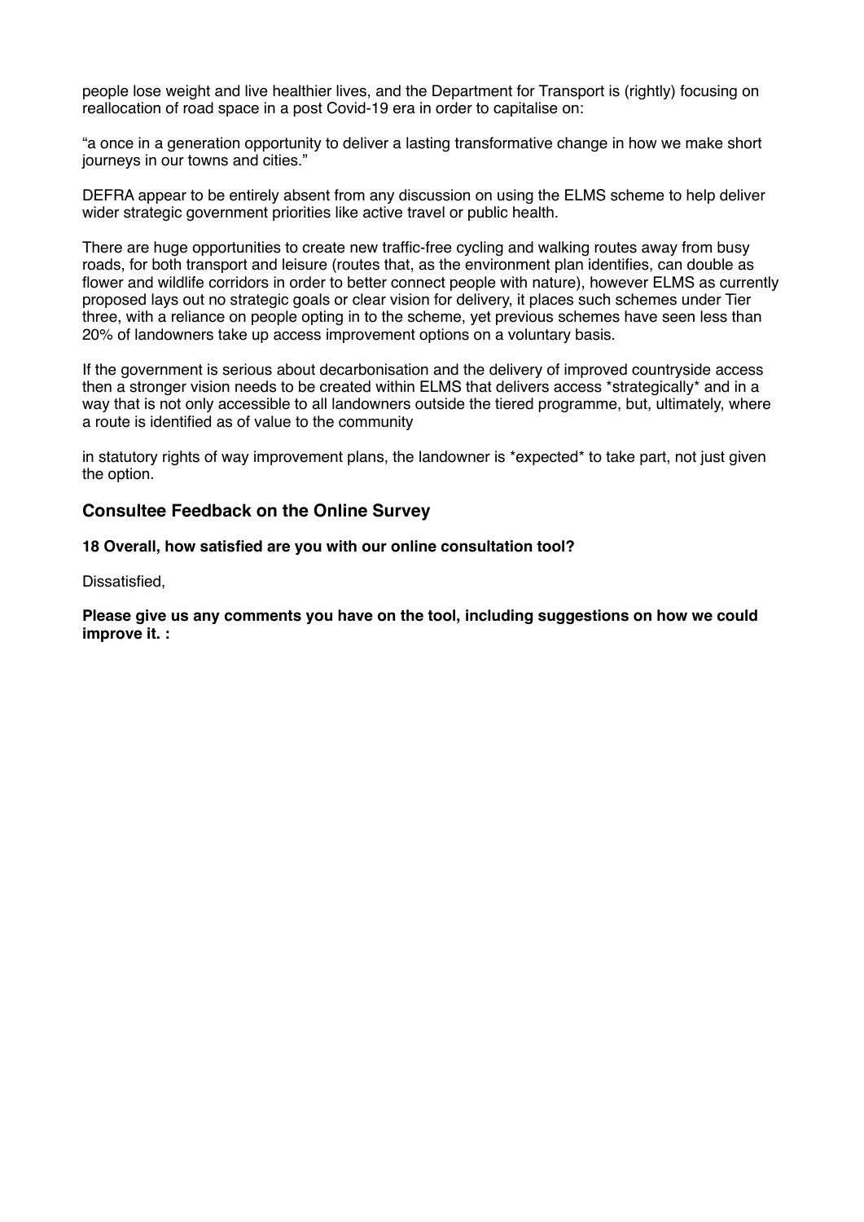people lose weight and live healthier lives, and the Department for Transport is (rightly) focusing on reallocation of road space in a post Covid-19 era in order to capitalise on:

“a once in a generation opportunity to deliver a lasting transformative change in how we make short journeys in our towns and cities.”

DEFRA appear to be entirely absent from any discussion on using the ELMS scheme to help deliver wider strategic government priorities like active travel or public health.

There are huge opportunities to create new traffic-free cycling and walking routes away from busy roads, for both transport and leisure (routes that, as the environment plan identifies, can double as flower and wildlife corridors in order to better connect people with nature), however ELMS as currently proposed lays out no strategic goals or clear vision for delivery, it places such schemes under Tier three, with a reliance on people opting in to the scheme, yet previous schemes have seen less than 20% of landowners take up access improvement options on a voluntary basis.

If the government is serious about decarbonisation and the delivery of improved countryside access then a stronger vision needs to be created within ELMS that delivers access *strategically* and in a way that is not only accessible to all landowners outside the tiered programme, but, ultimately, where a route is identified as of value to the community

in statutory rights of way improvement plans, the landowner is *expected* to take part, not just given the option.

### Consultee Feedback on the Online Survey

**18 Overall, how satisfied are you with our online consultation tool?**

Dissatisfied,

**Please give us any comments you have on the tool, including suggestions on how we could improve it. :**